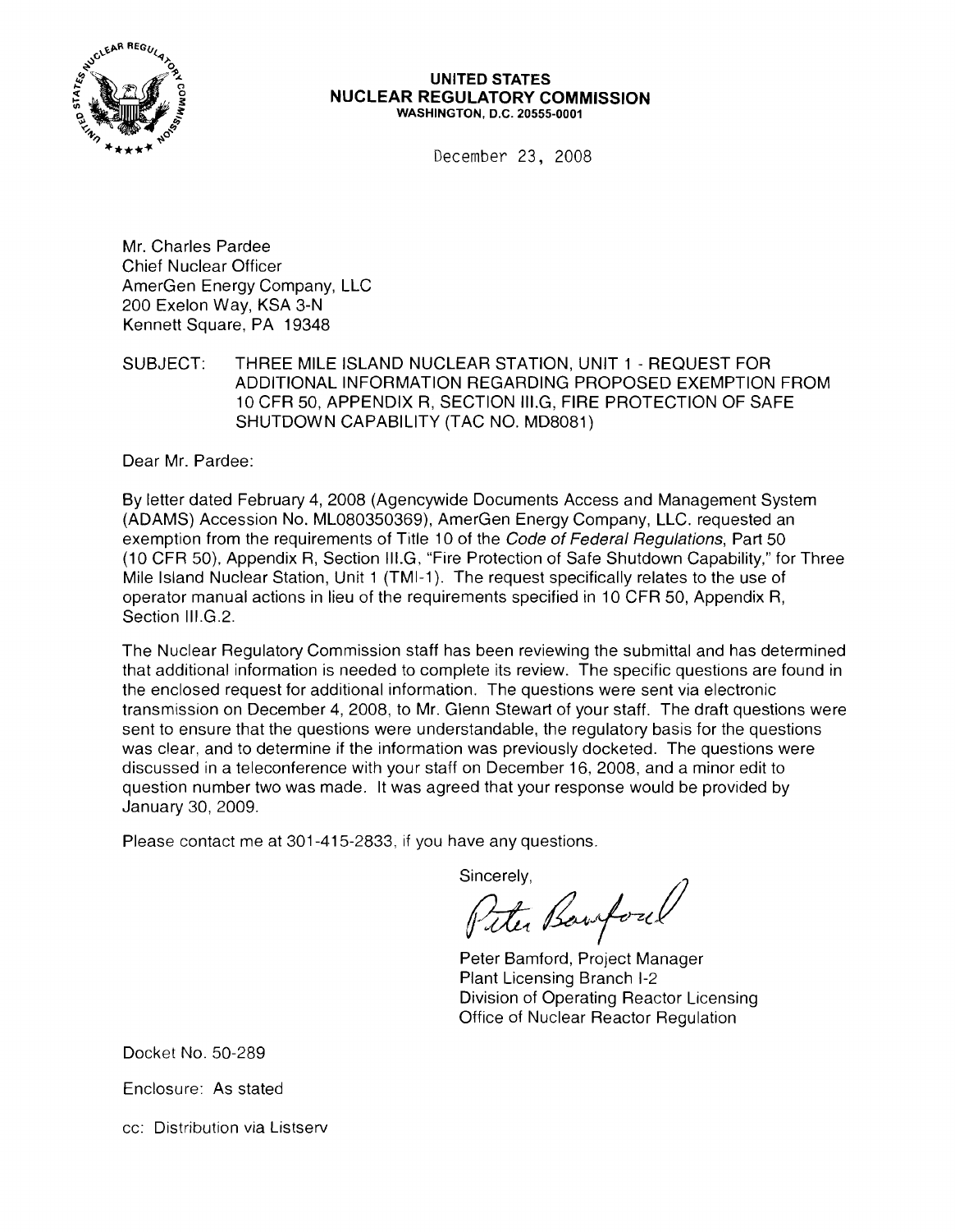**UNITED STATES**
**NUCLEAR REGULATORY COMMISSION**
**WASHINGTON, D.C. 20555-0001**

December 23, 2008

Mr. Charles Pardee
Chief Nuclear Officer
AmerGen Energy Company, LLC
200 Exelon Way, KSA 3-N
Kennett Square, PA 19348

SUBJECT: THREE MILE ISLAND NUCLEAR STATION, UNIT 1 - REQUEST FOR ADDITIONAL INFORMATION REGARDING PROPOSED EXEMPTION FROM 10 CFR 50, APPENDIX R, SECTION III.G, FIRE PROTECTION OF SAFE SHUTDOWN CAPABILITY (TAC NO. MD8081)

Dear Mr. Pardee:

By letter dated February 4, 2008 (Agencywide Documents Access and Management System (ADAMS) Accession No. ML080350369), AmerGen Energy Company, LLC. requested an exemption from the requirements of Title 10 of the *Code of Federal Regulations*, Part 50 (10 CFR 50), Appendix R, Section III.G, "Fire Protection of Safe Shutdown Capability," for Three Mile Island Nuclear Station, Unit 1 (TMI-1). The request specifically relates to the use of operator manual actions in lieu of the requirements specified in 10 CFR 50, Appendix R, Section III.G.2.

The Nuclear Regulatory Commission staff has been reviewing the submittal and has determined that additional information is needed to complete its review. The specific questions are found in the enclosed request for additional information. The questions were sent via electronic transmission on December 4, 2008, to Mr. Glenn Stewart of your staff. The draft questions were sent to ensure that the questions were understandable, the regulatory basis for the questions was clear, and to determine if the information was previously docketed. The questions were discussed in a teleconference with your staff on December 16, 2008, and a minor edit to question number two was made. It was agreed that your response would be provided by January 30, 2009.

Please contact me at 301-415-2833, if you have any questions.

Sincerely,

Peter Bamford

Peter Bamford, Project Manager
Plant Licensing Branch I-2
Division of Operating Reactor Licensing
Office of Nuclear Reactor Regulation

Docket No. 50-289

Enclosure: As stated

cc: Distribution via Listserv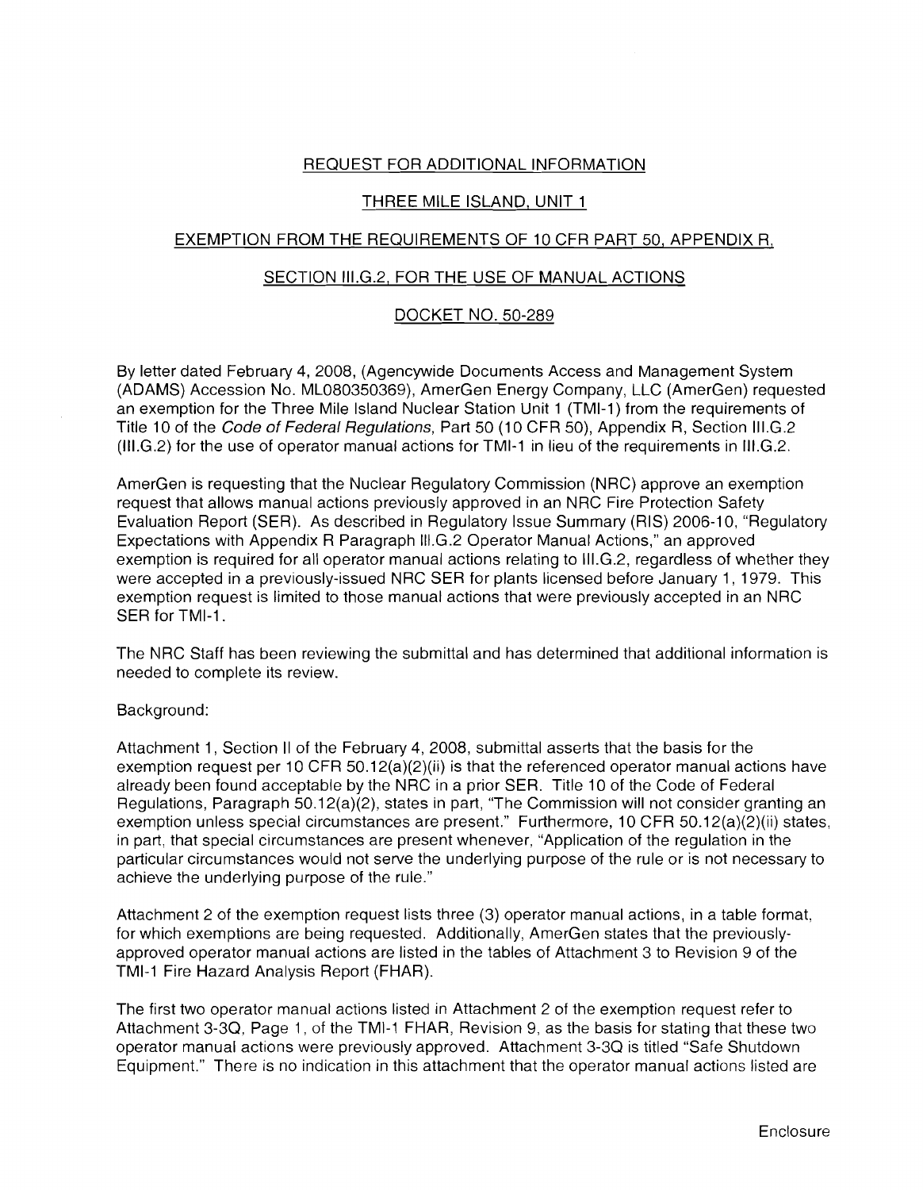REQUEST FOR ADDITIONAL INFORMATION

THREE MILE ISLAND, UNIT 1

EXEMPTION FROM THE REQUIREMENTS OF 10 CFR PART 50, APPENDIX R,

SECTION III.G.2, FOR THE USE OF MANUAL ACTIONS

DOCKET NO. 50-289

By letter dated February 4, 2008, (Agencywide Documents Access and Management System (ADAMS) Accession No. ML080350369), AmerGen Energy Company, LLC (AmerGen) requested an exemption for the Three Mile Island Nuclear Station Unit 1 (TMI-1) from the requirements of Title 10 of the *Code of Federal Regulations*, Part 50 (10 CFR 50), Appendix R, Section III.G.2 (III.G.2) for the use of operator manual actions for TMI-1 in lieu of the requirements in III.G.2.

AmerGen is requesting that the Nuclear Regulatory Commission (NRC) approve an exemption request that allows manual actions previously approved in an NRC Fire Protection Safety Evaluation Report (SER). As described in Regulatory Issue Summary (RIS) 2006-10, "Regulatory Expectations with Appendix R Paragraph III.G.2 Operator Manual Actions," an approved exemption is required for all operator manual actions relating to III.G.2, regardless of whether they were accepted in a previously-issued NRC SER for plants licensed before January 1, 1979. This exemption request is limited to those manual actions that were previously accepted in an NRC SER for TMI-1.

The NRC Staff has been reviewing the submittal and has determined that additional information is needed to complete its review.

Background:

Attachment 1, Section II of the February 4, 2008, submittal asserts that the basis for the exemption request per 10 CFR 50.12(a)(2)(ii) is that the referenced operator manual actions have already been found acceptable by the NRC in a prior SER. Title 10 of the Code of Federal Regulations, Paragraph 50.12(a)(2), states in part, "The Commission will not consider granting an exemption unless special circumstances are present." Furthermore, 10 CFR 50.12(a)(2)(ii) states, in part, that special circumstances are present whenever, "Application of the regulation in the particular circumstances would not serve the underlying purpose of the rule or is not necessary to achieve the underlying purpose of the rule."

Attachment 2 of the exemption request lists three (3) operator manual actions, in a table format, for which exemptions are being requested. Additionally, AmerGen states that the previously-approved operator manual actions are listed in the tables of Attachment 3 to Revision 9 of the TMI-1 Fire Hazard Analysis Report (FHAR).

The first two operator manual actions listed in Attachment 2 of the exemption request refer to Attachment 3-3Q, Page 1, of the TMI-1 FHAR, Revision 9, as the basis for stating that these two operator manual actions were previously approved. Attachment 3-3Q is titled "Safe Shutdown Equipment." There is no indication in this attachment that the operator manual actions listed are

Enclosure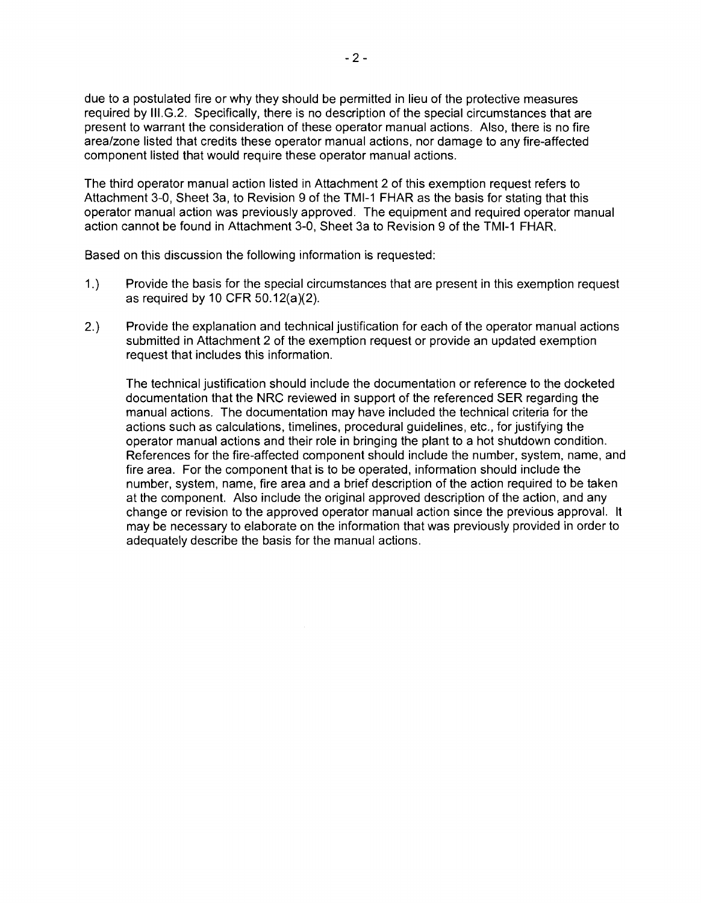due to a postulated fire or why they should be permitted in lieu of the protective measures required by III.G.2. Specifically, there is no description of the special circumstances that are present to warrant the consideration of these operator manual actions. Also, there is no fire area/zone listed that credits these operator manual actions, nor damage to any fire-affected component listed that would require these operator manual actions.

The third operator manual action listed in Attachment 2 of this exemption request refers to Attachment 3-0, Sheet 3a, to Revision 9 of the TMI-1 FHAR as the basis for stating that this operator manual action was previously approved. The equipment and required operator manual action cannot be found in Attachment 3-0, Sheet 3a to Revision 9 of the TMI-1 FHAR.

Based on this discussion the following information is requested:

1.) Provide the basis for the special circumstances that are present in this exemption request as required by 10 CFR 50.12(a)(2).

2.) Provide the explanation and technical justification for each of the operator manual actions submitted in Attachment 2 of the exemption request or provide an updated exemption request that includes this information.

    The technical justification should include the documentation or reference to the docketed documentation that the NRC reviewed in support of the referenced SER regarding the manual actions. The documentation may have included the technical criteria for the actions such as calculations, timelines, procedural guidelines, etc., for justifying the operator manual actions and their role in bringing the plant to a hot shutdown condition. References for the fire-affected component should include the number, system, name, and fire area. For the component that is to be operated, information should include the number, system, name, fire area and a brief description of the action required to be taken at the component. Also include the original approved description of the action, and any change or revision to the approved operator manual action since the previous approval. It may be necessary to elaborate on the information that was previously provided in order to adequately describe the basis for the manual actions.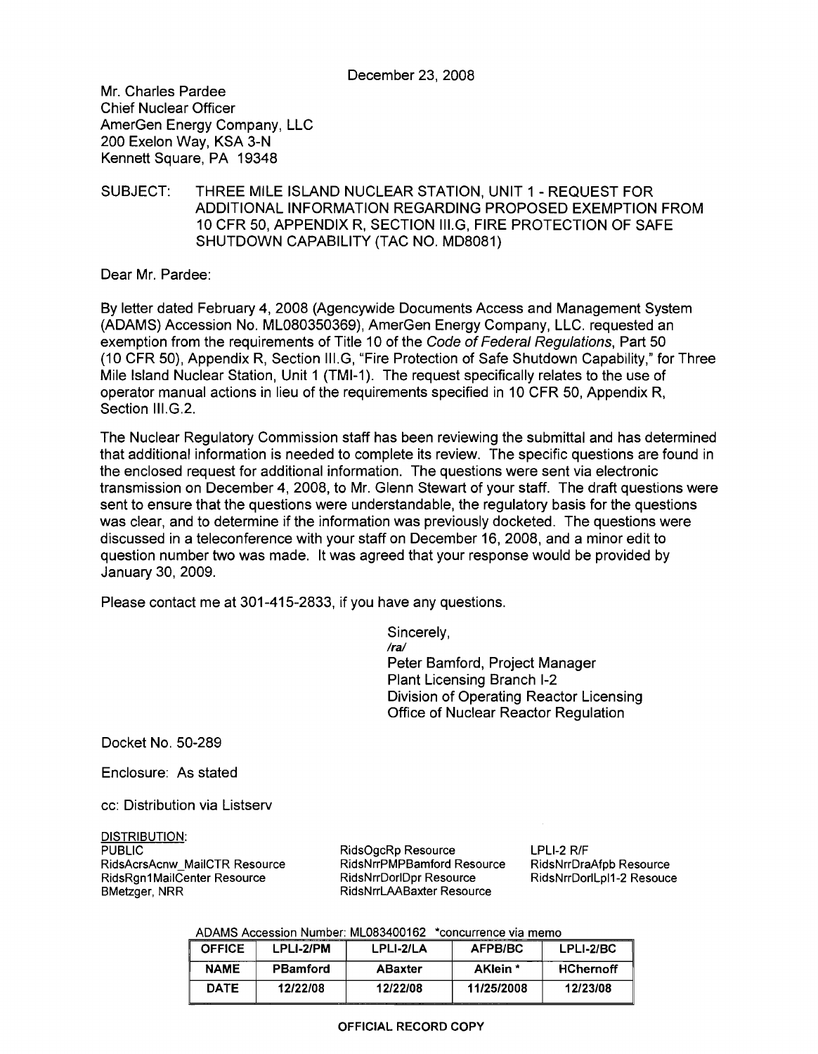December 23, 2008

Mr. Charles Pardee
Chief Nuclear Officer
AmerGen Energy Company, LLC
200 Exelon Way, KSA 3-N
Kennett Square, PA 19348

SUBJECT: THREE MILE ISLAND NUCLEAR STATION, UNIT 1 - REQUEST FOR ADDITIONAL INFORMATION REGARDING PROPOSED EXEMPTION FROM 10 CFR 50, APPENDIX R, SECTION III.G, FIRE PROTECTION OF SAFE SHUTDOWN CAPABILITY (TAC NO. MD8081)

Dear Mr. Pardee:

By letter dated February 4, 2008 (Agencywide Documents Access and Management System (ADAMS) Accession No. ML080350369), AmerGen Energy Company, LLC. requested an exemption from the requirements of Title 10 of the *Code of Federal Regulations*, Part 50 (10 CFR 50), Appendix R, Section III.G, "Fire Protection of Safe Shutdown Capability," for Three Mile Island Nuclear Station, Unit 1 (TMI-1). The request specifically relates to the use of operator manual actions in lieu of the requirements specified in 10 CFR 50, Appendix R, Section III.G.2.

The Nuclear Regulatory Commission staff has been reviewing the submittal and has determined that additional information is needed to complete its review. The specific questions are found in the enclosed request for additional information. The questions were sent via electronic transmission on December 4, 2008, to Mr. Glenn Stewart of your staff. The draft questions were sent to ensure that the questions were understandable, the regulatory basis for the questions was clear, and to determine if the information was previously docketed. The questions were discussed in a teleconference with your staff on December 16, 2008, and a minor edit to question number two was made. It was agreed that your response would be provided by January 30, 2009.

Please contact me at 301-415-2833, if you have any questions.

Sincerely,
*/ra/*
Peter Bamford, Project Manager
Plant Licensing Branch I-2
Division of Operating Reactor Licensing
Office of Nuclear Reactor Regulation

Docket No. 50-289

Enclosure: As stated

cc: Distribution via Listserv

DISTRIBUTION:
PUBLIC
RidsAcrsAcnw_MailCTR Resource
RidsRgn1MailCenter Resource
BMetzger, NRR
RidsOgcRp Resource
RidsNrrPMPBamford Resource
RidsNrrDorlDpr Resource
RidsNrrLAABaxter Resource
LPLI-2 R/F
RidsNrrDraAfpb Resource
RidsNrrDorlLpl1-2 Resouce

ADAMS Accession Number: ML083400162 *concurrence via memo

| OFFICE | LPLI-2/PM | LPLI-2/LA | AFPB/BC | LPLI-2/BC |
|---|---|---|---|---|
| NAME | PBamford | ABaxter | AKlein * | HChernoff |
| DATE | 12/22/08 | 12/22/08 | 11/25/2008 | 12/23/08 |

OFFICIAL RECORD COPY